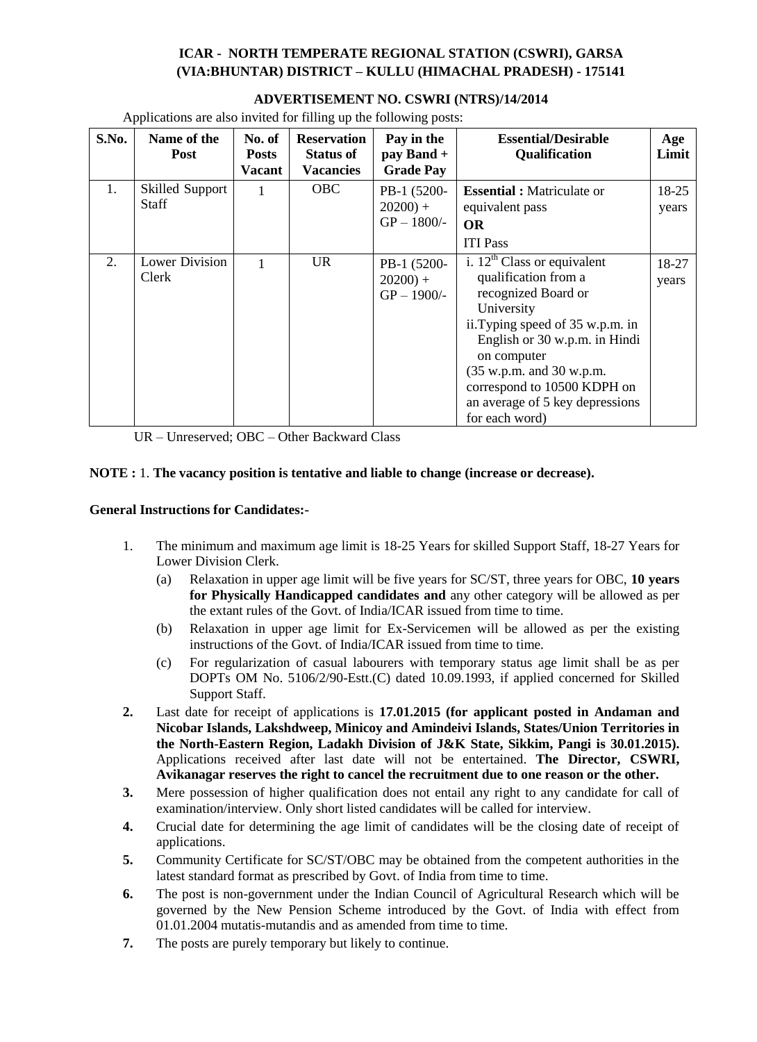**ICAR - NORTH TEMPERATE REGIONAL STATION (CSWRI), GARSA (VIA:BHUNTAR) DISTRICT – KULLU (HIMACHAL PRADESH) - 175141**

**ADVERTISEMENT NO. CSWRI (NTRS)/14/2014**

Applications are also invited for filling up the following posts:

| S.No. | Name of the Post | No. of Posts Vacant | Reservation Status of Vacancies | Pay in the pay Band + Grade Pay | Essential/Desirable Qualification | Age Limit |
|---|---|---|---|---|---|---|
| 1. | Skilled Support Staff | 1 | OBC | PB-1 (5200-20200) + GP – 1800/- | **Essential :** Matriculate or equivalent pass **OR** ITI Pass | 18-25 years |
| 2. | Lower Division Clerk | 1 | UR | PB-1 (5200-20200) + GP – 1900/- | i. 12th Class or equivalent qualification from a recognized Board or University<br>ii. Typing speed of 35 w.p.m. in English or 30 w.p.m. in Hindi on computer<br>(35 w.p.m. and 30 w.p.m. correspond to 10500 KDPH on an average of 5 key depressions for each word) | 18-27 years |

UR – Unreserved; OBC – Other Backward Class

**NOTE :** 1. **The vacancy position is tentative and liable to change (increase or decrease).**

**General Instructions for Candidates:-**

1. The minimum and maximum age limit is 18-25 Years for skilled Support Staff, 18-27 Years for Lower Division Clerk.
   (a) Relaxation in upper age limit will be five years for SC/ST, three years for OBC, **10 years for Physically Handicapped candidates and** any other category will be allowed as per the extant rules of the Govt. of India/ICAR issued from time to time.
   (b) Relaxation in upper age limit for Ex-Servicemen will be allowed as per the existing instructions of the Govt. of India/ICAR issued from time to time.
   (c) For regularization of casual labourers with temporary status age limit shall be as per DOPTs OM No. 5106/2/90-Estt.(C) dated 10.09.1993, if applied concerned for Skilled Support Staff.
2. Last date for receipt of applications is **17.01.2015 (for applicant posted in Andaman and Nicobar Islands, Lakshdweep, Minicoy and Amindeivi Islands, States/Union Territories in the North-Eastern Region, Ladakh Division of J&K State, Sikkim, Pangi is 30.01.2015).** Applications received after last date will not be entertained. **The Director, CSWRI, Avikanagar reserves the right to cancel the recruitment due to one reason or the other.**
3. Mere possession of higher qualification does not entail any right to any candidate for call of examination/interview. Only short listed candidates will be called for interview.
4. Crucial date for determining the age limit of candidates will be the closing date of receipt of applications.
5. Community Certificate for SC/ST/OBC may be obtained from the competent authorities in the latest standard format as prescribed by Govt. of India from time to time.
6. The post is non-government under the Indian Council of Agricultural Research which will be governed by the New Pension Scheme introduced by the Govt. of India with effect from 01.01.2004 mutatis-mutandis and as amended from time to time.
7. The posts are purely temporary but likely to continue.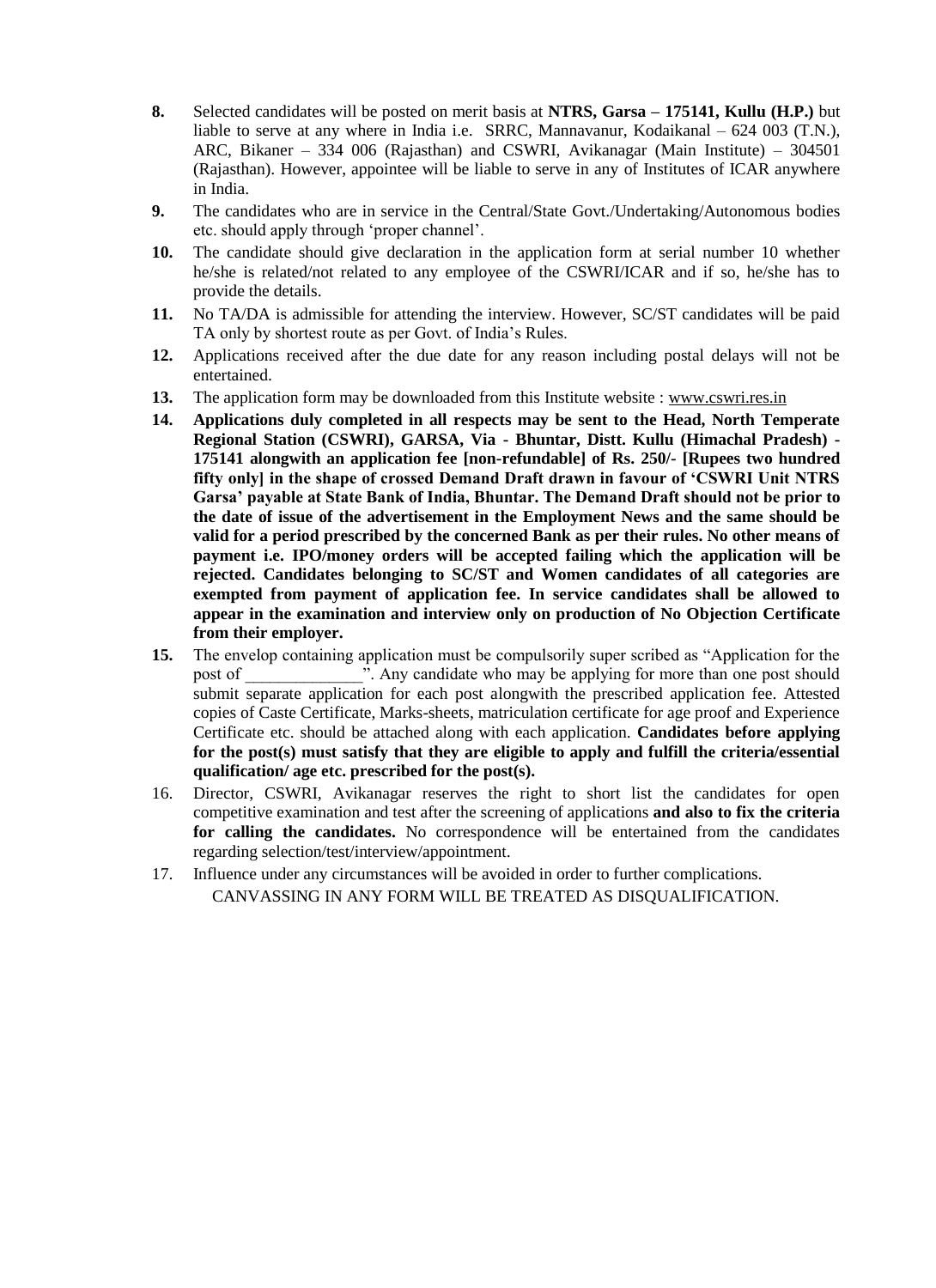8. Selected candidates will be posted on merit basis at **NTRS, Garsa – 175141, Kullu (H.P.)** but liable to serve at any where in India i.e. SRRC, Mannavanur, Kodaikanal – 624 003 (T.N.), ARC, Bikaner – 334 006 (Rajasthan) and CSWRI, Avikanagar (Main Institute) – 304501 (Rajasthan). However, appointee will be liable to serve in any of Institutes of ICAR anywhere in India.
9. The candidates who are in service in the Central/State Govt./Undertaking/Autonomous bodies etc. should apply through 'proper channel'.
10. The candidate should give declaration in the application form at serial number 10 whether he/she is related/not related to any employee of the CSWRI/ICAR and if so, he/she has to provide the details.
11. No TA/DA is admissible for attending the interview. However, SC/ST candidates will be paid TA only by shortest route as per Govt. of India's Rules.
12. Applications received after the due date for any reason including postal delays will not be entertained.
13. The application form may be downloaded from this Institute website : www.cswri.res.in
14. **Applications duly completed in all respects may be sent to the Head, North Temperate Regional Station (CSWRI), GARSA, Via - Bhuntar, Distt. Kullu (Himachal Pradesh) - 175141 alongwith an application fee [non-refundable] of Rs. 250/- [Rupees two hundred fifty only] in the shape of crossed Demand Draft drawn in favour of 'CSWRI Unit NTRS Garsa' payable at State Bank of India, Bhuntar. The Demand Draft should not be prior to the date of issue of the advertisement in the Employment News and the same should be valid for a period prescribed by the concerned Bank as per their rules. No other means of payment i.e. IPO/money orders will be accepted failing which the application will be rejected. Candidates belonging to SC/ST and Women candidates of all categories are exempted from payment of application fee. In service candidates shall be allowed to appear in the examination and interview only on production of No Objection Certificate from their employer.**
15. The envelop containing application must be compulsorily super scribed as "Application for the post of ______________". Any candidate who may be applying for more than one post should submit separate application for each post alongwith the prescribed application fee. Attested copies of Caste Certificate, Marks-sheets, matriculation certificate for age proof and Experience Certificate etc. should be attached along with each application. **Candidates before applying for the post(s) must satisfy that they are eligible to apply and fulfill the criteria/essential qualification/ age etc. prescribed for the post(s).**
16. Director, CSWRI, Avikanagar reserves the right to short list the candidates for open competitive examination and test after the screening of applications **and also to fix the criteria for calling the candidates.** No correspondence will be entertained from the candidates regarding selection/test/interview/appointment.
17. Influence under any circumstances will be avoided in order to further complications.

CANVASSING IN ANY FORM WILL BE TREATED AS DISQUALIFICATION.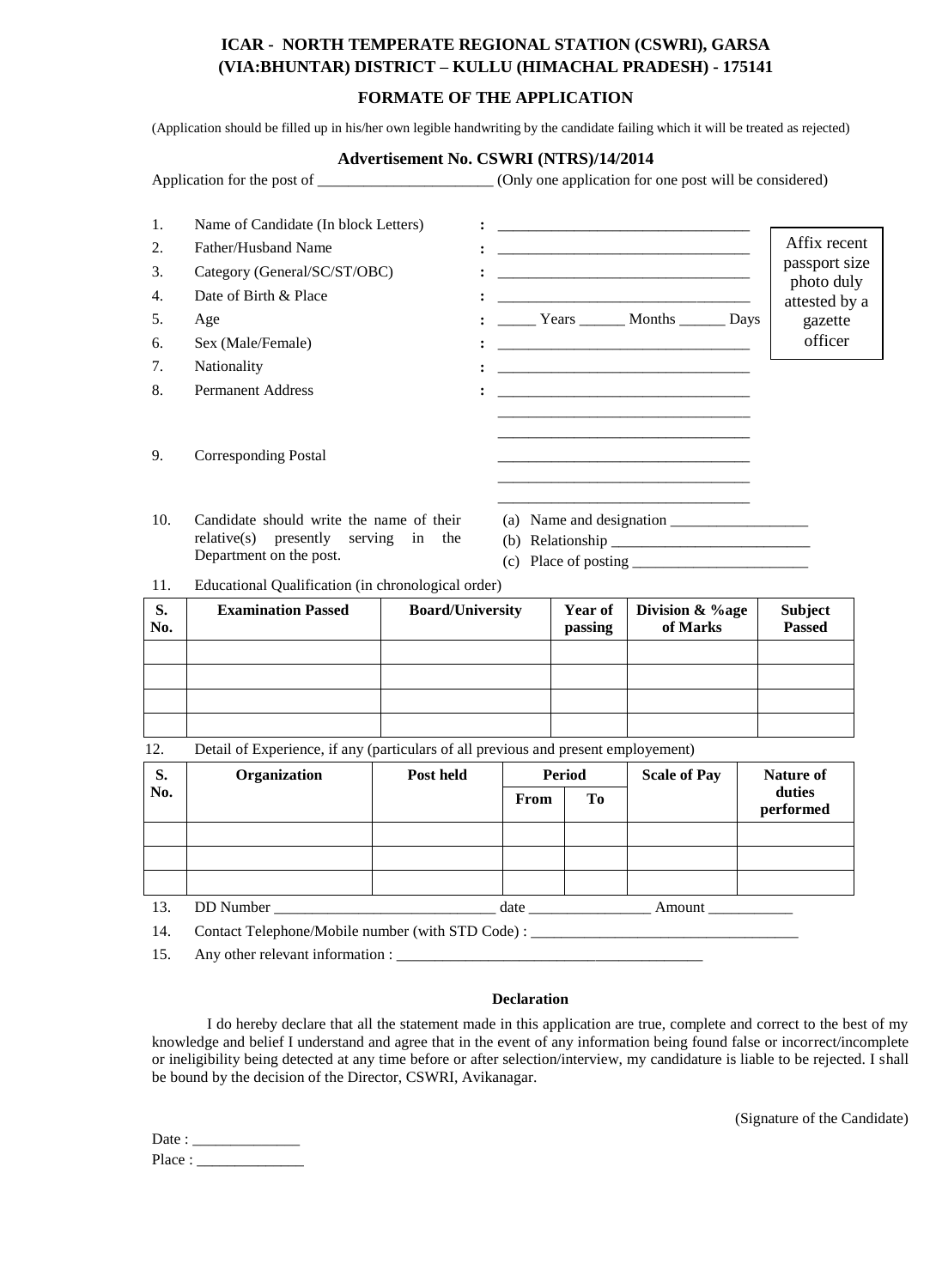**ICAR - NORTH TEMPERATE REGIONAL STATION (CSWRI), GARSA (VIA:BHUNTAR) DISTRICT – KULLU (HIMACHAL PRADESH) - 175141**

**FORMATE OF THE APPLICATION**

(Application should be filled up in his/her own legible handwriting by the candidate failing which it will be treated as rejected)

**Advertisement No. CSWRI (NTRS)/14/2014**

Application for the post of _______________________ (Only one application for one post will be considered)

Affix recent passport size photo duly attested by a gazette officer

1. Name of Candidate (In block Letters) : _________________________________
2. Father/Husband Name : _________________________________
3. Category (General/SC/ST/OBC) : _________________________________
4. Date of Birth & Place : _________________________________
5. Age : _____ Years ______ Months ______ Days
6. Sex (Male/Female) : _________________________________
7. Nationality : _________________________________
8. Permanent Address : _________________________________
_________________________________
_________________________________
9. Corresponding Postal _________________________________
_________________________________
_________________________________
10. Candidate should write the name of their relative(s) presently serving in the Department on the post.
    (a) Name and designation __________________
    (b) Relationship __________________________
    (c) Place of posting _______________________
11. Educational Qualification (in chronological order)

| S. No. | Examination Passed | Board/University | Year of passing | Division & %age of Marks | Subject Passed |
|---|---|---|---|---|---|
| | | | | | |
| | | | | | |
| | | | | | |
| | | | | | |

12. Detail of Experience, if any (particulars of all previous and present employement)

| S. No. | Organization | Post held | Period | | Scale of Pay | Nature of duties performed |
|---|---|---|---|---|---|---|
| | | | From | To | | |
| | | | | | | |
| | | | | | | |
| | | | | | | |

13. DD Number _____________________________ date ________________ Amount ___________
14. Contact Telephone/Mobile number (with STD Code) : ___________________________________
15. Any other relevant information : ________________________________________

**Declaration**

I do hereby declare that all the statement made in this application are true, complete and correct to the best of my knowledge and belief I understand and agree that in the event of any information being found false or incorrect/incomplete or ineligibility being detected at any time before or after selection/interview, my candidature is liable to be rejected. I shall be bound by the decision of the Director, CSWRI, Avikanagar.

(Signature of the Candidate)

Date : ______________

Place : ______________